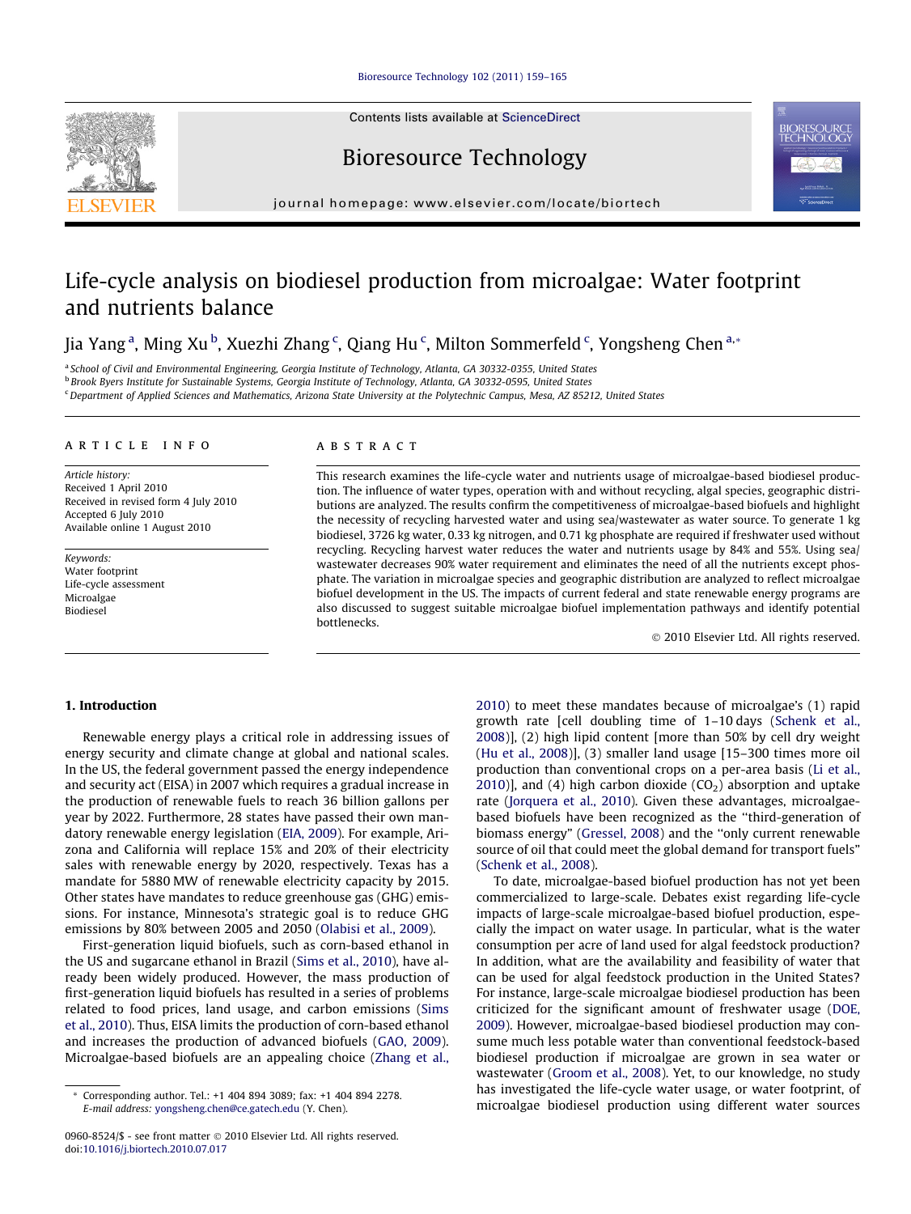# Life-cycle analysis on biodiesel production from microalgae: Water footprint and nutrients balance

Jia Yang [a], Ming Xu [b], Xuezhi Zhang [c], Qiang Hu [c], Milton Sommerfeld [c], Yongsheng Chen [a,*]

[a] School of Civil and Environmental Engineering, Georgia Institute of Technology, Atlanta, GA 30332-0355, United States
[b] Brook Byers Institute for Sustainable Systems, Georgia Institute of Technology, Atlanta, GA 30332-0595, United States
[c] Department of Applied Sciences and Mathematics, Arizona State University at the Polytechnic Campus, Mesa, AZ 85212, United States

## ARTICLE INFO

*Article history:*
Received 1 April 2010
Received in revised form 4 July 2010
Accepted 6 July 2010
Available online 1 August 2010

*Keywords:*
Water footprint
Life-cycle assessment
Microalgae
Biodiesel

## ABSTRACT

This research examines the life-cycle water and nutrients usage of microalgae-based biodiesel production. The influence of water types, operation with and without recycling, algal species, geographic distributions are analyzed. The results confirm the competitiveness of microalgae-based biofuels and highlight the necessity of recycling harvested water and using sea/wastewater as water source. To generate 1 kg biodiesel, 3726 kg water, 0.33 kg nitrogen, and 0.71 kg phosphate are required if freshwater used without recycling. Recycling harvest water reduces the water and nutrients usage by 84% and 55%. Using sea/wastewater decreases 90% water requirement and eliminates the need of all the nutrients except phosphate. The variation in microalgae species and geographic distribution are analyzed to reflect microalgae biofuel development in the US. The impacts of current federal and state renewable energy programs are also discussed to suggest suitable microalgae biofuel implementation pathways and identify potential bottlenecks.

© 2010 Elsevier Ltd. All rights reserved.

## 1. Introduction

Renewable energy plays a critical role in addressing issues of energy security and climate change at global and national scales. In the US, the federal government passed the energy independence and security act (EISA) in 2007 which requires a gradual increase in the production of renewable fuels to reach 36 billion gallons per year by 2022. Furthermore, 28 states have passed their own mandatory renewable energy legislation (EIA, 2009). For example, Arizona and California will replace 15% and 20% of their electricity sales with renewable energy by 2020, respectively. Texas has a mandate for 5880 MW of renewable electricity capacity by 2015. Other states have mandates to reduce greenhouse gas (GHG) emissions. For instance, Minnesota's strategic goal is to reduce GHG emissions by 80% between 2005 and 2050 (Olabisi et al., 2009).

First-generation liquid biofuels, such as corn-based ethanol in the US and sugarcane ethanol in Brazil (Sims et al., 2010), have already been widely produced. However, the mass production of first-generation liquid biofuels has resulted in a series of problems related to food prices, land usage, and carbon emissions (Sims et al., 2010). Thus, EISA limits the production of corn-based ethanol and increases the production of advanced biofuels (GAO, 2009). Microalgae-based biofuels are an appealing choice (Zhang et al., 2010) to meet these mandates because of microalgae's (1) rapid growth rate [cell doubling time of 1–10 days (Schenk et al., 2008)], (2) high lipid content [more than 50% by cell dry weight (Hu et al., 2008)], (3) smaller land usage [15–300 times more oil production than conventional crops on a per-area basis (Li et al., 2010)], and (4) high carbon dioxide ($CO_2$) absorption and uptake rate (Jorquera et al., 2010). Given these advantages, microalgae-based biofuels have been recognized as the "third-generation of biomass energy" (Gressel, 2008) and the "only current renewable source of oil that could meet the global demand for transport fuels" (Schenk et al., 2008).

To date, microalgae-based biofuel production has not yet been commercialized to large-scale. Debates exist regarding life-cycle impacts of large-scale microalgae-based biofuel production, especially the impact on water usage. In particular, what is the water consumption per acre of land used for algal feedstock production? In addition, what are the availability and feasibility of water that can be used for algal feedstock production in the United States? For instance, large-scale microalgae biodiesel production has been criticized for the significant amount of freshwater usage (DOE, 2009). However, microalgae-based biodiesel production may consume much less potable water than conventional feedstock-based biodiesel production if microalgae are grown in sea water or wastewater (Groom et al., 2008). Yet, to our knowledge, no study has investigated the life-cycle water usage, or water footprint, of microalgae biodiesel production using different water sources

* Corresponding author. Tel.: +1 404 894 3089; fax: +1 404 894 2278.
*E-mail address:* yongsheng.chen@ce.gatech.edu (Y. Chen).

0960-8524/$ - see front matter © 2010 Elsevier Ltd. All rights reserved.
doi:10.1016/j.biortech.2010.07.017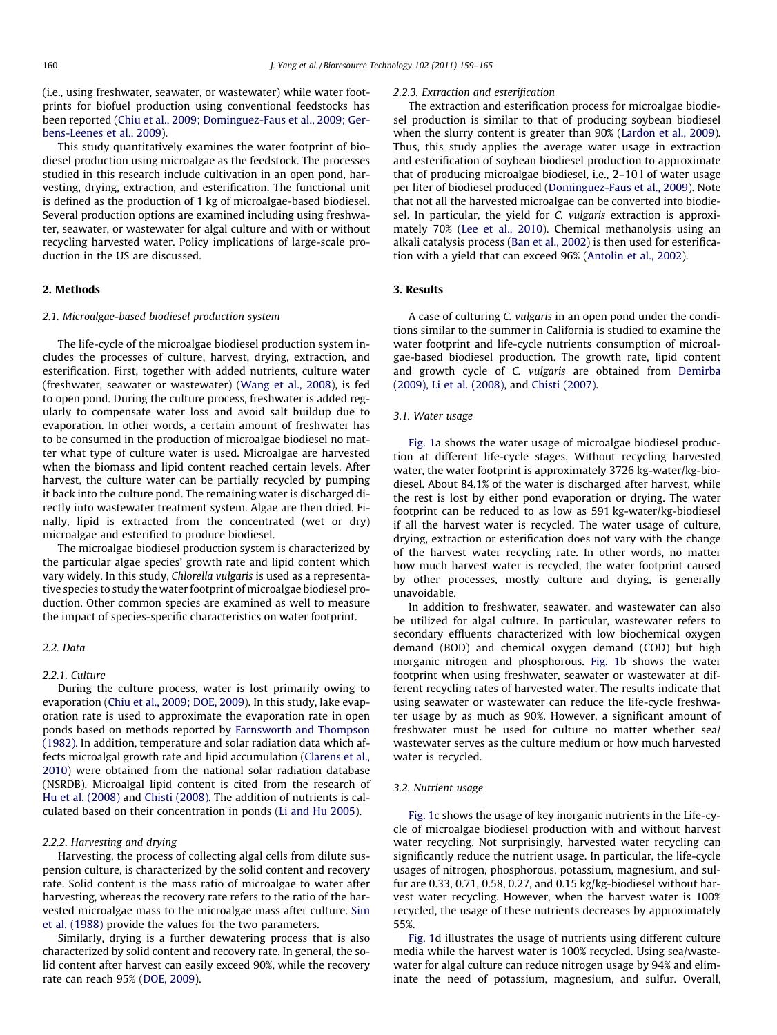(i.e., using freshwater, seawater, or wastewater) while water footprints for biofuel production using conventional feedstocks has been reported (Chiu et al., 2009; Dominguez-Faus et al., 2009; Gerbens-Leenes et al., 2009).

This study quantitatively examines the water footprint of biodiesel production using microalgae as the feedstock. The processes studied in this research include cultivation in an open pond, harvesting, drying, extraction, and esterification. The functional unit is defined as the production of 1 kg of microalgae-based biodiesel. Several production options are examined including using freshwater, seawater, or wastewater for algal culture and with or without recycling harvested water. Policy implications of large-scale production in the US are discussed.

## 2. Methods

### 2.1. Microalgae-based biodiesel production system

The life-cycle of the microalgae biodiesel production system includes the processes of culture, harvest, drying, extraction, and esterification. First, together with added nutrients, culture water (freshwater, seawater or wastewater) (Wang et al., 2008), is fed to open pond. During the culture process, freshwater is added regularly to compensate water loss and avoid salt buildup due to evaporation. In other words, a certain amount of freshwater has to be consumed in the production of microalgae biodiesel no matter what type of culture water is used. Microalgae are harvested when the biomass and lipid content reached certain levels. After harvest, the culture water can be partially recycled by pumping it back into the culture pond. The remaining water is discharged directly into wastewater treatment system. Algae are then dried. Finally, lipid is extracted from the concentrated (wet or dry) microalgae and esterified to produce biodiesel.

The microalgae biodiesel production system is characterized by the particular algae species' growth rate and lipid content which vary widely. In this study, *Chlorella vulgaris* is used as a representative species to study the water footprint of microalgae biodiesel production. Other common species are examined as well to measure the impact of species-specific characteristics on water footprint.

### 2.2. Data

#### 2.2.1. Culture

During the culture process, water is lost primarily owing to evaporation (Chiu et al., 2009; DOE, 2009). In this study, lake evaporation rate is used to approximate the evaporation rate in open ponds based on methods reported by Farnsworth and Thompson (1982). In addition, temperature and solar radiation data which affects microalgal growth rate and lipid accumulation (Clarens et al., 2010) were obtained from the national solar radiation database (NSRDB). Microalgal lipid content is cited from the research of Hu et al. (2008) and Chisti (2008). The addition of nutrients is calculated based on their concentration in ponds (Li and Hu 2005).

#### 2.2.2. Harvesting and drying

Harvesting, the process of collecting algal cells from dilute suspension culture, is characterized by the solid content and recovery rate. Solid content is the mass ratio of microalgae to water after harvesting, whereas the recovery rate refers to the ratio of the harvested microalgae mass to the microalgae mass after culture. Sim et al. (1988) provide the values for the two parameters.

Similarly, drying is a further dewatering process that is also characterized by solid content and recovery rate. In general, the solid content after harvest can easily exceed 90%, while the recovery rate can reach 95% (DOE, 2009).

#### 2.2.3. Extraction and esterification

The extraction and esterification process for microalgae biodiesel production is similar to that of producing soybean biodiesel when the slurry content is greater than 90% (Lardon et al., 2009). Thus, this study applies the average water usage in extraction and esterification of soybean biodiesel production to approximate that of producing microalgae biodiesel, i.e., 2–10 l of water usage per liter of biodiesel produced (Dominguez-Faus et al., 2009). Note that not all the harvested microalgae can be converted into biodiesel. In particular, the yield for *C. vulgaris* extraction is approximately 70% (Lee et al., 2010). Chemical methanolysis using an alkali catalysis process (Ban et al., 2002) is then used for esterification with a yield that can exceed 96% (Antolin et al., 2002).

## 3. Results

A case of culturing *C. vulgaris* in an open pond under the conditions similar to the summer in California is studied to examine the water footprint and life-cycle nutrients consumption of microalgae-based biodiesel production. The growth rate, lipid content and growth cycle of *C. vulgaris* are obtained from Demirba (2009), Li et al. (2008), and Chisti (2007).

### 3.1. Water usage

Fig. 1a shows the water usage of microalgae biodiesel production at different life-cycle stages. Without recycling harvested water, the water footprint is approximately 3726 kg-water/kg-biodiesel. About 84.1% of the water is discharged after harvest, while the rest is lost by either pond evaporation or drying. The water footprint can be reduced to as low as 591 kg-water/kg-biodiesel if all the harvest water is recycled. The water usage of culture, drying, extraction or esterification does not vary with the change of the harvest water recycling rate. In other words, no matter how much harvest water is recycled, the water footprint caused by other processes, mostly culture and drying, is generally unavoidable.

In addition to freshwater, seawater, and wastewater can also be utilized for algal culture. In particular, wastewater refers to secondary effluents characterized with low biochemical oxygen demand (BOD) and chemical oxygen demand (COD) but high inorganic nitrogen and phosphorous. Fig. 1b shows the water footprint when using freshwater, seawater or wastewater at different recycling rates of harvested water. The results indicate that using seawater or wastewater can reduce the life-cycle freshwater usage by as much as 90%. However, a significant amount of freshwater must be used for culture no matter whether sea/wastewater serves as the culture medium or how much harvested water is recycled.

### 3.2. Nutrient usage

Fig. 1c shows the usage of key inorganic nutrients in the Life-cycle of microalgae biodiesel production with and without harvest water recycling. Not surprisingly, harvested water recycling can significantly reduce the nutrient usage. In particular, the life-cycle usages of nitrogen, phosphorous, potassium, magnesium, and sulfur are 0.33, 0.71, 0.58, 0.27, and 0.15 kg/kg-biodiesel without harvest water recycling. However, when the harvest water is 100% recycled, the usage of these nutrients decreases by approximately 55%.

Fig. 1d illustrates the usage of nutrients using different culture media while the harvest water is 100% recycled. Using sea/wastewater for algal culture can reduce nitrogen usage by 94% and eliminate the need of potassium, magnesium, and sulfur. Overall,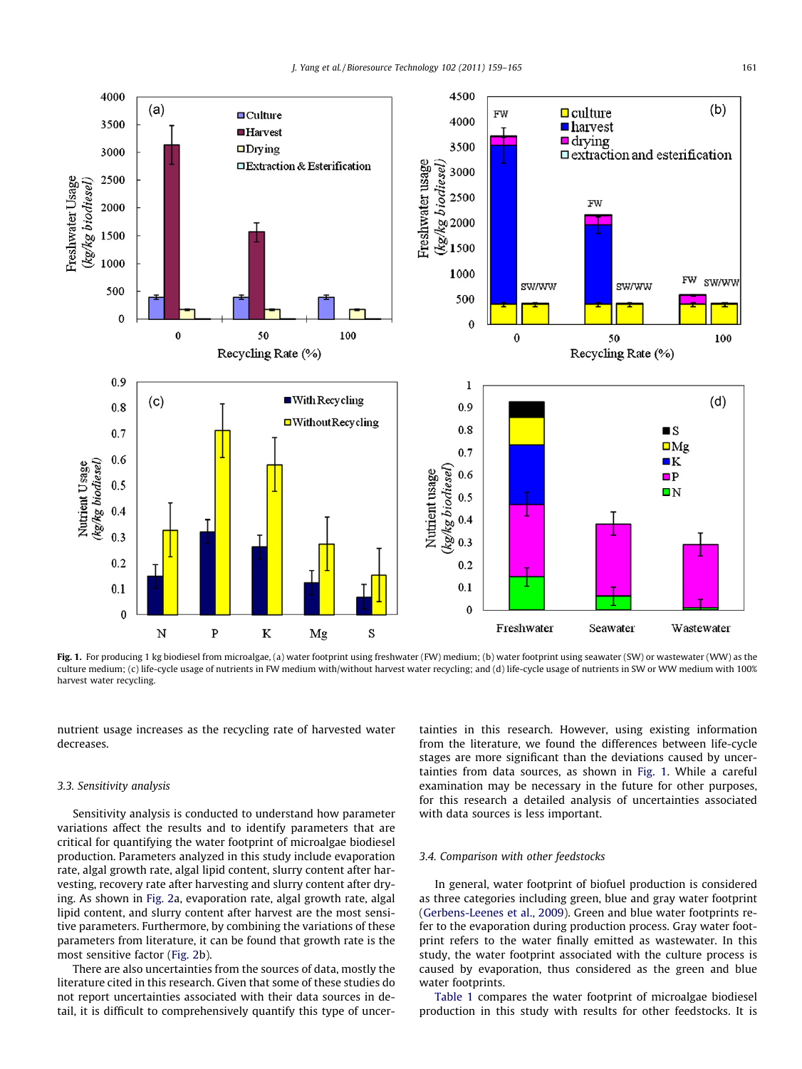(a)

Freshwater Usage (kg/kg biodiesel)

4000
3500
3000
2500
2000
1500
1000
500
0

Culture
Harvest
Drying
Extraction & Esterification

0 50 100

Recycling Rate (%)

(b)

Freshwater usage (kg/kg biodiesel)

4500
4000
3500
3000
2500
2000
1500
1000
500
0

culture
harvest
drying
extraction and esterification

FW SW/WW FW SW/WW FW SW/WW

0 50 100

Recycling Rate (%)

(c)

Nutrient Usage (kg/kg biodiesel)

0.9
0.8
0.7
0.6
0.5
0.4
0.3
0.2
0.1
0

With Recycling
Without Recycling

N P K Mg S

(d)

Nutrient usage (kg/kg biodiesel)

1
0.9
0.8
0.7
0.6
0.5
0.4
0.3
0.2
0.1
0

S
Mg
K
P
N

Freshwater Seawater Wastewater

**Fig. 1.** For producing 1 kg biodiesel from microalgae, (a) water footprint using freshwater (FW) medium; (b) water footprint using seawater (SW) or wastewater (WW) as the culture medium; (c) life-cycle usage of nutrients in FW medium with/without harvest water recycling; and (d) life-cycle usage of nutrients in SW or WW medium with 100% harvest water recycling.

nutrient usage increases as the recycling rate of harvested water decreases.

### 3.3. Sensitivity analysis

Sensitivity analysis is conducted to understand how parameter variations affect the results and to identify parameters that are critical for quantifying the water footprint of microalgae biodiesel production. Parameters analyzed in this study include evaporation rate, algal growth rate, algal lipid content, slurry content after harvesting, recovery rate after harvesting and slurry content after drying. As shown in Fig. 2a, evaporation rate, algal growth rate, algal lipid content, and slurry content after harvest are the most sensitive parameters. Furthermore, by combining the variations of these parameters from literature, it can be found that growth rate is the most sensitive factor (Fig. 2b).

There are also uncertainties from the sources of data, mostly the literature cited in this research. Given that some of these studies do not report uncertainties associated with their data sources in detail, it is difficult to comprehensively quantify this type of uncertainties in this research. However, using existing information from the literature, we found the differences between life-cycle stages are more significant than the deviations caused by uncertainties from data sources, as shown in Fig. 1. While a careful examination may be necessary in the future for other purposes, for this research a detailed analysis of uncertainties associated with data sources is less important.

### 3.4. Comparison with other feedstocks

In general, water footprint of biofuel production is considered as three categories including green, blue and gray water footprint (Gerbens-Leenes et al., 2009). Green and blue water footprints refer to the evaporation during production process. Gray water footprint refers to the water finally emitted as wastewater. In this study, the water footprint associated with the culture process is caused by evaporation, thus considered as the green and blue water footprints.

Table 1 compares the water footprint of microalgae biodiesel production in this study with results for other feedstocks. It is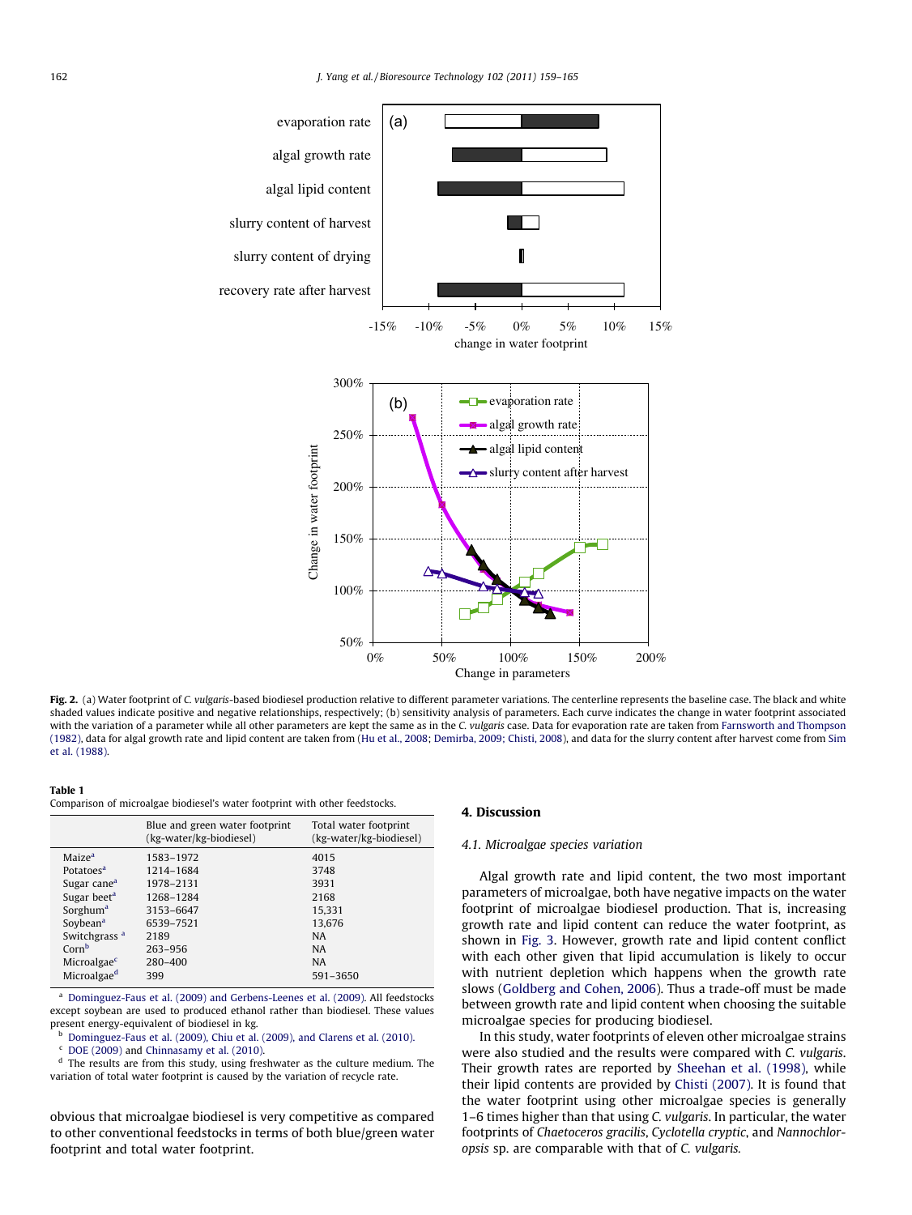Fig. 2. (a) Water footprint of *C. vulgaris*-based biodiesel production relative to different parameter variations. The centerline represents the baseline case. The black and white shaded values indicate positive and negative relationships, respectively; (b) sensitivity analysis of parameters. Each curve indicates the change in water footprint associated with the variation of a parameter while all other parameters are kept the same as in the *C. vulgaris* case. Data for evaporation rate are taken from Farnsworth and Thompson (1982), data for algal growth rate and lipid content are taken from (Hu et al., 2008; Demirba, 2009; Chisti, 2008), and data for the slurry content after harvest come from Sim et al. (1988).

**Table 1**
Comparison of microalgae biodiesel's water footprint with other feedstocks.

| | Blue and green water footprint (kg-water/kg-biodiesel) | Total water footprint (kg-water/kg-biodiesel) |
|---|---|---|
| Maize[a] | 1583–1972 | 4015 |
| Potatoes[a] | 1214–1684 | 3748 |
| Sugar cane[a] | 1978–2131 | 3931 |
| Sugar beet[a] | 1268–1284 | 2168 |
| Sorghum[a] | 3153–6647 | 15,331 |
| Soybean[a] | 6539–7521 | 13,676 |
| Switchgrass [a] | 2189 | NA |
| Corn[b] | 263–956 | NA |
| Microalgae[c] | 280–400 | NA |
| Microalgae[d] | 399 | 591–3650 |

[a] Dominguez-Faus et al. (2009) and Gerbens-Leenes et al. (2009). All feedstocks except soybean are used to produced ethanol rather than biodiesel. These values present energy-equivalent of biodiesel in kg.

[b] Dominguez-Faus et al. (2009), Chiu et al. (2009), and Clarens et al. (2010).

[c] DOE (2009) and Chinnasamy et al. (2010).

[d] The results are from this study, using freshwater as the culture medium. The variation of total water footprint is caused by the variation of recycle rate.

obvious that microalgae biodiesel is very competitive as compared to other conventional feedstocks in terms of both blue/green water footprint and total water footprint.

## 4. Discussion

### 4.1. Microalgae species variation

Algal growth rate and lipid content, the two most important parameters of microalgae, both have negative impacts on the water footprint of microalgae biodiesel production. That is, increasing growth rate and lipid content can reduce the water footprint, as shown in Fig. 3. However, growth rate and lipid content conflict with each other given that lipid accumulation is likely to occur with nutrient depletion which happens when the growth rate slows (Goldberg and Cohen, 2006). Thus a trade-off must be made between growth rate and lipid content when choosing the suitable microalgae species for producing biodiesel.

In this study, water footprints of eleven other microalgae strains were also studied and the results were compared with *C. vulgaris*. Their growth rates are reported by Sheehan et al. (1998), while their lipid contents are provided by Chisti (2007). It is found that the water footprint using other microalgae species is generally 1–6 times higher than that using *C. vulgaris*. In particular, the water footprints of *Chaetoceros gracilis*, *Cyclotella cryptic*, and *Nannochloropsis* sp. are comparable with that of *C. vulgaris*.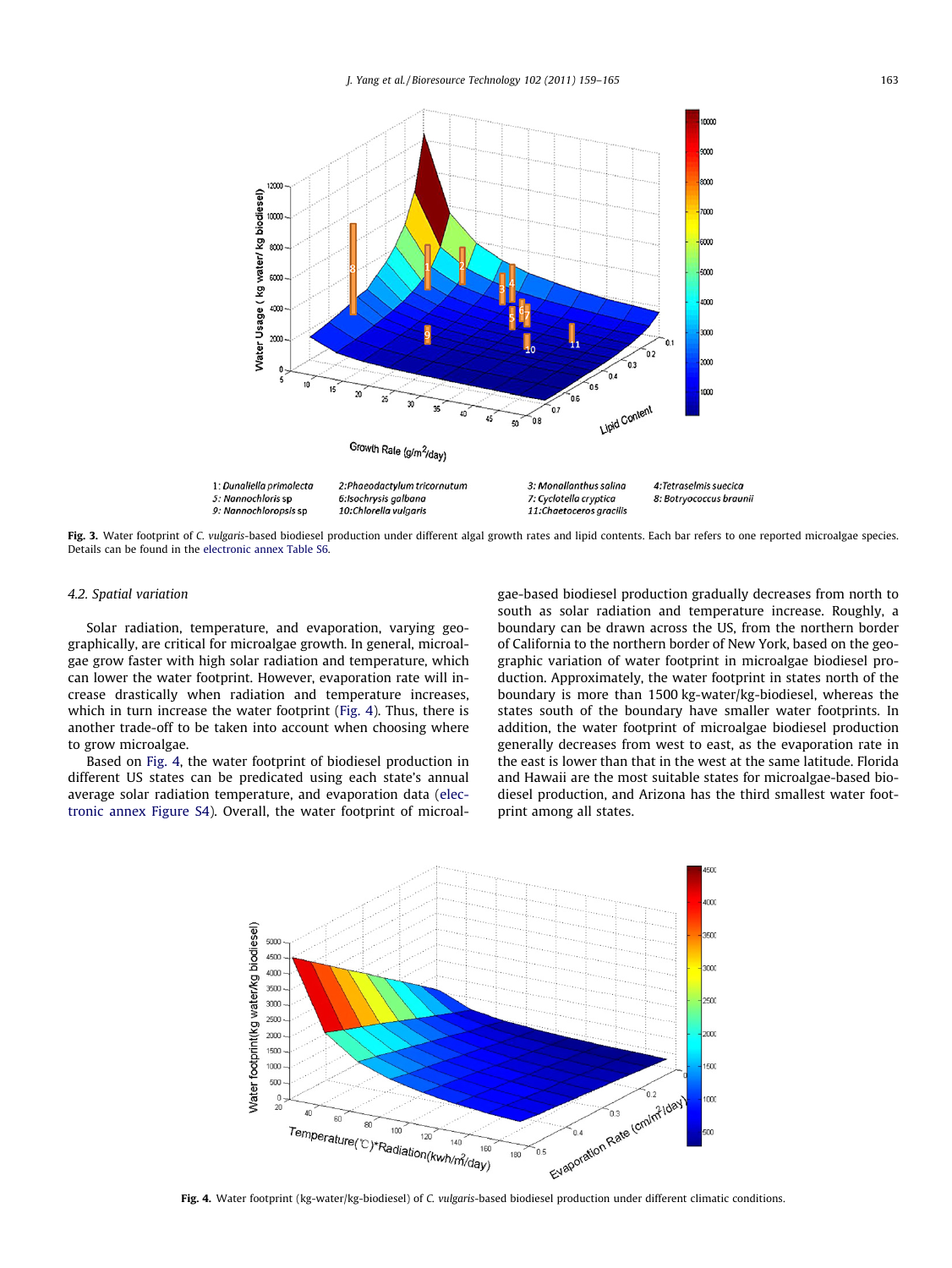Water Usage ( kg water/ kg biodiesel)

12000
10000
8000
6000
4000
2000
0

Growth Rate (g/m$^2$/day)

5 10 15 20 25 30 35 40 45 50

Lipid Content

0.1 0.2 0.3 0.4 0.5 0.6 0.7 0.8

10000
9000
8000
7000
6000
5000
4000
3000
2000
1000

1: *Dunaliella primolecta*
2: *Phaeodactylum tricornutum*
3: *Monallanthus salina*
4: *Tetraselmis suecica*
5: *Nannochloris sp*
6: *Isochrysis galbana*
7: *Cyclotella cryptica*
8: *Botryococcus braunii*
9: *Nannochloropsis sp*
10: *Chlorella vulgaris*
11: *Chaetoceros gracilis*

**Fig. 3.** Water footprint of *C. vulgaris*-based biodiesel production under different algal growth rates and lipid contents. Each bar refers to one reported microalgae species. Details can be found in the electronic annex Table S6.

### 4.2. Spatial variation

Solar radiation, temperature, and evaporation, varying geographically, are critical for microalgae growth. In general, microalgae grow faster with high solar radiation and temperature, which can lower the water footprint. However, evaporation rate will increase drastically when radiation and temperature increases, which in turn increase the water footprint (Fig. 4). Thus, there is another trade-off to be taken into account when choosing where to grow microalgae.

Based on Fig. 4, the water footprint of biodiesel production in different US states can be predicated using each state's annual average solar radiation temperature, and evaporation data (electronic annex Figure S4). Overall, the water footprint of microalgae-based biodiesel production gradually decreases from north to south as solar radiation and temperature increase. Roughly, a boundary can be drawn across the US, from the northern border of California to the northern border of New York, based on the geographic variation of water footprint in microalgae biodiesel production. Approximately, the water footprint in states north of the boundary is more than 1500 kg-water/kg-biodiesel, whereas the states south of the boundary have smaller water footprints. In addition, the water footprint of microalgae biodiesel production generally decreases from west to east, as the evaporation rate in the east is lower than that in the west at the same latitude. Florida and Hawaii are the most suitable states for microalgae-based biodiesel production, and Arizona has the third smallest water footprint among all states.

Water footprint(kg water/kg biodiesel)

5000
4500
4000
3500
3000
2500
2000
1500
1000
500
0

Temperature(℃)*Radiation(kwh/m$^2$/day)

20 40 60 80 100 120 140 160 180

Evaporation Rate (cm/m$^2$/day)

0 0.2 0.3 0.4 0.5

4500
4000
3500
3000
2500
2000
1500
1000
500

**Fig. 4.** Water footprint (kg-water/kg-biodiesel) of *C. vulgaris*-based biodiesel production under different climatic conditions.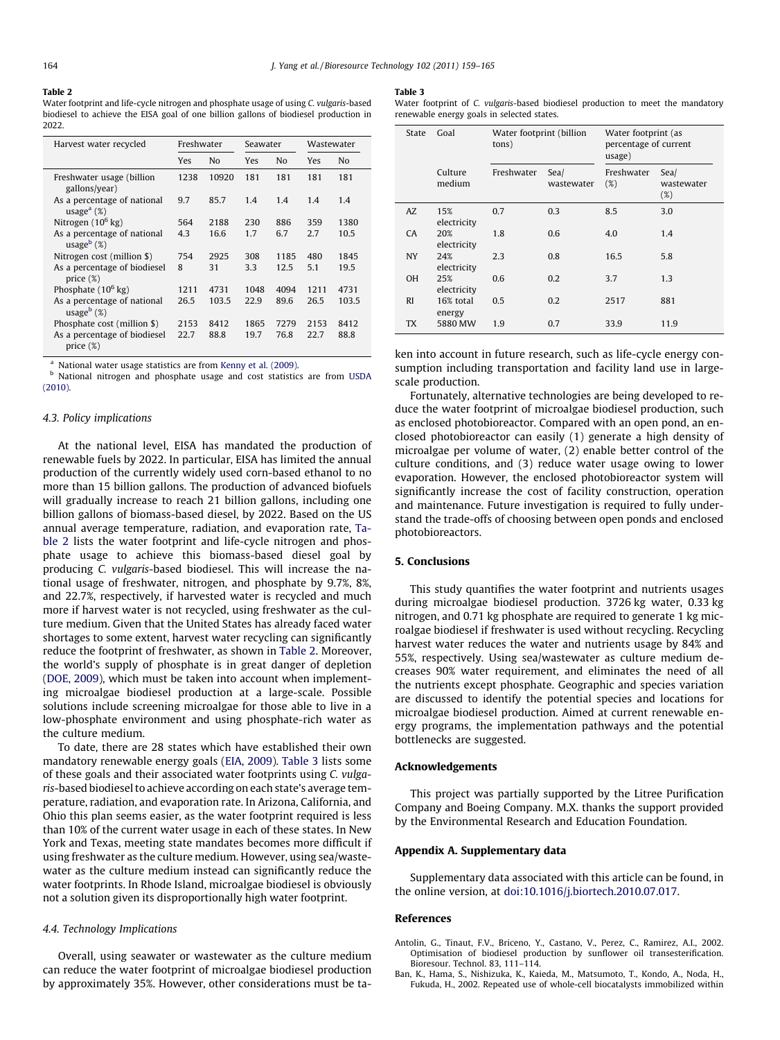**Table 2**
Water footprint and life-cycle nitrogen and phosphate usage of using *C. vulgaris*-based biodiesel to achieve the EISA goal of one billion gallons of biodiesel production in 2022.

| Harvest water recycled | Freshwater | | Seawater | | Wastewater | |
|---|---|---|---|---|---|---|
| | Yes | No | Yes | No | Yes | No |
| Freshwater usage (billion gallons/year) | 1238 | 10920 | 181 | 181 | 181 | 181 |
| As a percentage of national usage[a] (%) | 9.7 | 85.7 | 1.4 | 1.4 | 1.4 | 1.4 |
| Nitrogen ($10^6$ kg) | 564 | 2188 | 230 | 886 | 359 | 1380 |
| As a percentage of national usage[b] (%) | 4.3 | 16.6 | 1.7 | 6.7 | 2.7 | 10.5 |
| Nitrogen cost (million $) | 754 | 2925 | 308 | 1185 | 480 | 1845 |
| As a percentage of biodiesel price (%) | 8 | 31 | 3.3 | 12.5 | 5.1 | 19.5 |
| Phosphate ($10^6$ kg) | 1211 | 4731 | 1048 | 4094 | 1211 | 4731 |
| As a percentage of national usage[b] (%) | 26.5 | 103.5 | 22.9 | 89.6 | 26.5 | 103.5 |
| Phosphate cost (million $) | 2153 | 8412 | 1865 | 7279 | 2153 | 8412 |
| As a percentage of biodiesel price (%) | 22.7 | 88.8 | 19.7 | 76.8 | 22.7 | 88.8 |

[a] National water usage statistics are from Kenny et al. (2009).
[b] National nitrogen and phosphate usage and cost statistics are from USDA (2010).

### 4.3. Policy implications

At the national level, EISA has mandated the production of renewable fuels by 2022. In particular, EISA has limited the annual production of the currently widely used corn-based ethanol to no more than 15 billion gallons. The production of advanced biofuels will gradually increase to reach 21 billion gallons, including one billion gallons of biomass-based diesel, by 2022. Based on the US annual average temperature, radiation, and evaporation rate, Table 2 lists the water footprint and life-cycle nitrogen and phosphate usage to achieve this biomass-based diesel goal by producing *C. vulgaris*-based biodiesel. This will increase the national usage of freshwater, nitrogen, and phosphate by 9.7%, 8%, and 22.7%, respectively, if harvested water is recycled and much more if harvest water is not recycled, using freshwater as the culture medium. Given that the United States has already faced water shortages to some extent, harvest water recycling can significantly reduce the footprint of freshwater, as shown in Table 2. Moreover, the world's supply of phosphate is in great danger of depletion (DOE, 2009), which must be taken into account when implementing microalgae biodiesel production at a large-scale. Possible solutions include screening microalgae for those able to live in a low-phosphate environment and using phosphate-rich water as the culture medium.

To date, there are 28 states which have established their own mandatory renewable energy goals (EIA, 2009). Table 3 lists some of these goals and their associated water footprints using *C. vulgaris*-based biodiesel to achieve according on each state's average temperature, radiation, and evaporation rate. In Arizona, California, and Ohio this plan seems easier, as the water footprint required is less than 10% of the current water usage in each of these states. In New York and Texas, meeting state mandates becomes more difficult if using freshwater as the culture medium. However, using sea/wastewater as the culture medium instead can significantly reduce the water footprints. In Rhode Island, microalgae biodiesel is obviously not a solution given its disproportionally high water footprint.

### 4.4. Technology Implications

Overall, using seawater or wastewater as the culture medium can reduce the water footprint of microalgae biodiesel production by approximately 35%. However, other considerations must be taken into account in future research, such as life-cycle energy consumption including transportation and facility land use in large-scale production.

**Table 3**
Water footprint of *C. vulgaris*-based biodiesel production to meet the mandatory renewable energy goals in selected states.

| State | Goal | Water footprint (billion tons) | | Water footprint (as percentage of current usage) | |
|---|---|---|---|---|---|
| | Culture medium | Freshwater | Sea/ wastewater | Freshwater (%) | Sea/ wastewater (%) |
| AZ | 15% electricity | 0.7 | 0.3 | 8.5 | 3.0 |
| CA | 20% electricity | 1.8 | 0.6 | 4.0 | 1.4 |
| NY | 24% electricity | 2.3 | 0.8 | 16.5 | 5.8 |
| OH | 25% electricity | 0.6 | 0.2 | 3.7 | 1.3 |
| RI | 16% total energy | 0.5 | 0.2 | 2517 | 881 |
| TX | 5880 MW | 1.9 | 0.7 | 33.9 | 11.9 |

Fortunately, alternative technologies are being developed to reduce the water footprint of microalgae biodiesel production, such as enclosed photobioreactor. Compared with an open pond, an enclosed photobioreactor can easily (1) generate a high density of microalgae per volume of water, (2) enable better control of the culture conditions, and (3) reduce water usage owing to lower evaporation. However, the enclosed photobioreactor system will significantly increase the cost of facility construction, operation and maintenance. Future investigation is required to fully understand the trade-offs of choosing between open ponds and enclosed photobioreactors.

## 5. Conclusions

This study quantifies the water footprint and nutrients usages during microalgae biodiesel production. 3726 kg water, 0.33 kg nitrogen, and 0.71 kg phosphate are required to generate 1 kg microalgae biodiesel if freshwater is used without recycling. Recycling harvest water reduces the water and nutrients usage by 84% and 55%, respectively. Using sea/wastewater as culture medium decreases 90% water requirement, and eliminates the need of all the nutrients except phosphate. Geographic and species variation are discussed to identify the potential species and locations for microalgae biodiesel production. Aimed at current renewable energy programs, the implementation pathways and the potential bottlenecks are suggested.

## Acknowledgements

This project was partially supported by the Litree Purification Company and Boeing Company. M.X. thanks the support provided by the Environmental Research and Education Foundation.

## Appendix A. Supplementary data

Supplementary data associated with this article can be found, in the online version, at doi:10.1016/j.biortech.2010.07.017.

## References

Antolin, G., Tinaut, F.V., Briceno, Y., Castano, V., Perez, C., Ramirez, A.I., 2002. Optimisation of biodiesel production by sunflower oil transesterification. Bioresour. Technol. 83, 111–114.

Ban, K., Hama, S., Nishizuka, K., Kaieda, M., Matsumoto, T., Kondo, A., Noda, H., Fukuda, H., 2002. Repeated use of whole-cell biocatalysts immobilized within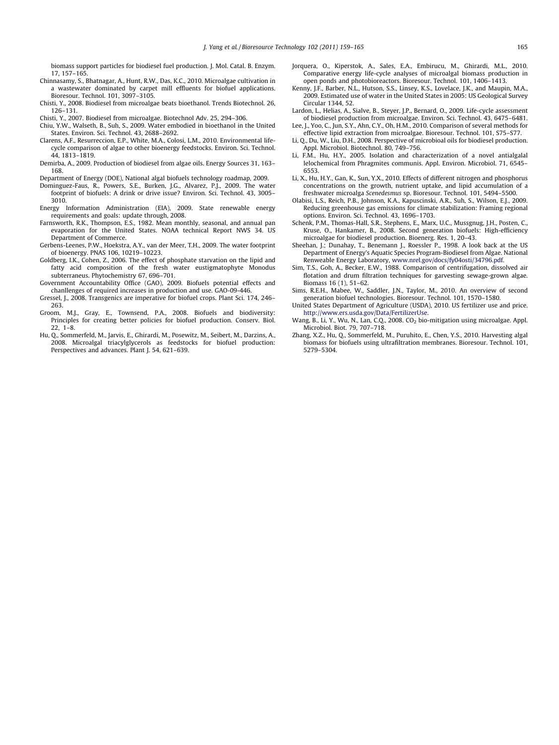biomass support particles for biodiesel fuel production. J. Mol. Catal. B. Enzym. 17, 157–165.

Chinnasamy, S., Bhatnagar, A., Hunt, R.W., Das, K.C., 2010. Microalgae cultivation in a wastewater dominated by carpet mill effluents for biofuel applications. Bioresour. Technol. 101, 3097–3105.

Chisti, Y., 2008. Biodiesel from microalgae beats bioethanol. Trends Biotechnol. 26, 126–131.

Chisti, Y., 2007. Biodiesel from microalgae. Biotechnol Adv. 25, 294–306.

Chiu, Y.W., Walseth, B., Suh, S., 2009. Water embodied in bioethanol in the United States. Environ. Sci. Technol. 43, 2688–2692.

Clarens, A.F., Resurreccion, E.P., White, M.A., Colosi, L.M., 2010. Environmental life-cycle comparison of algae to other bioenergy feedstocks. Environ. Sci. Technol. 44, 1813–1819.

Demirba, A., 2009. Production of biodiesel from algae oils. Energy Sources 31, 163–168.

Department of Energy (DOE), National algal biofuels technology roadmap, 2009.

Dominguez-Faus, R., Powers, S.E., Burken, J.G., Alvarez, P.J., 2009. The water footprint of biofuels: A drink or drive issue? Environ. Sci. Technol. 43, 3005–3010.

Energy Information Administration (EIA), 2009. State renewable energy requirements and goals: update through, 2008.

Farnsworth, R.K., Thompson, E.S., 1982. Mean monthly, seasonal, and annual pan evaporation for the United States. NOAA technical Report NWS 34. US Department of Commerce.

Gerbens-Leenes, P.W., Hoekstra, A.Y., van der Meer, T.H., 2009. The water footprint of bioenergy. PNAS 106, 10219–10223.

Goldberg, I.K., Cohen, Z., 2006. The effect of phosphate starvation on the lipid and fatty acid composition of the fresh water eustigmatophyte Monodus subterraneus. Phytochemistry 67, 696–701.

Government Accountability Office (GAO), 2009. Biofuels potential effects and chanllenges of required increases in production and use. GAO-09-446.

Gressel, J., 2008. Transgenics are imperative for biofuel crops. Plant Sci. 174, 246–263.

Groom, M.J., Gray, E., Townsend, P.A., 2008. Biofuels and biodiversity: Principles for creating better policies for biofuel production. Conserv. Biol. 22, 1–8.

Hu, Q., Sommerfeld, M., Jarvis, E., Ghirardi, M., Posewitz, M., Seibert, M., Darzins, A., 2008. Microalgal triacylglycerols as feedstocks for biofuel production: Perspectives and advances. Plant J. 54, 621–639.

Jorquera, O., Kiperstok, A., Sales, E.A., Embirucu, M., Ghirardi, M.L., 2010. Comparative energy life-cycle analyses of microalgal biomass production in open ponds and photobioreactors. Bioresour. Technol. 101, 1406–1413.

Kenny, J.F., Barber, N.L., Hutson, S.S., Linsey, K.S., Lovelace, J.K., and Maupin, M.A., 2009. Estimated use of water in the United States in 2005: US Geological Survey Circular 1344, 52.

Lardon, L., Helias, A., Sialve, B., Steyer, J.P., Bernard, O., 2009. Life-cycle assessment of biodiesel production from microalgae. Environ. Sci. Technol. 43, 6475–6481.

Lee, J., Yoo, C., Jun, S.Y., Ahn, C.Y., Oh, H.M., 2010. Comparison of several methods for effective lipid extraction from microalgae. Bioresour. Technol. 101, S75–S77.

Li, Q., Du, W., Liu, D.H., 2008. Perspective of microbioal oils for biodiesel production. Appl. Microbiol. Biotechnol. 80, 749–756.

Li, F.M., Hu, H.Y., 2005. Isolation and characterization of a novel antialgalal lelochemical from Phragmites communis. Appl. Environ. Microbiol. 71, 6545–6553.

Li, X., Hu, H.Y., Gan, K., Sun, Y.X., 2010. Effects of different nitrogen and phosphorus concentrations on the growth, nutrient uptake, and lipid accumulation of a freshwater microalga *Scenedesmus* sp. Bioresour. Technol. 101, 5494–5500.

Olabisi, L.S., Reich, P.B., Johnson, K.A., Kapuscinski, A.R., Suh, S., Wilson, E.J., 2009. Reducing greenhouse gas emissions for climate stabilization: Framing regional options. Environ. Sci. Technol. 43, 1696–1703.

Schenk, P.M., Thomas-Hall, S.R., Stephens, E., Marx, U.C., Mussgnug, J.H., Posten, C., Kruse, O., Hankamer, B., 2008. Second generation biofuels: High-efficiency microalgae for biodiesel production. Bioenerg. Res. 1, 20–43.

Sheehan, J.; Dunahay, T., Benemann J., Roessler P., 1998. A look back at the US Department of Energy's Aquatic Species Program-Biodiesel from Algae. National Renweable Energy Laboratory, www.nrel.gov/docs/fy04osti/34796.pdf.

Sim, T.S., Goh, A., Becker, E.W., 1988. Comparison of centrifugation, dissolved air flotation and drum filtration techniques for garvesting sewage-grown algae. Biomass 16 (1), 51–62.

Sims, R.E.H., Mabee, W., Saddler, J.N., Taylor, M., 2010. An overview of second generation biofuel technologies. Bioresour. Technol. 101, 1570–1580.

United States Department of Agriculture (USDA), 2010. US fertilizer use and price. http://www.ers.usda.gov/Data/FertilizerUse.

Wang, B., Li, Y., Wu, N., Lan, C.Q., 2008. $CO_2$ bio-mitigation using microalgae. Appl. Microbiol. Biot. 79, 707–718.

Zhang, X.Z., Hu, Q., Sommerfeld, M., Puruhito, E., Chen, Y.S., 2010. Harvesting algal biomass for biofuels using ultrafiltration membranes. Bioresour. Technol. 101, 5279–5304.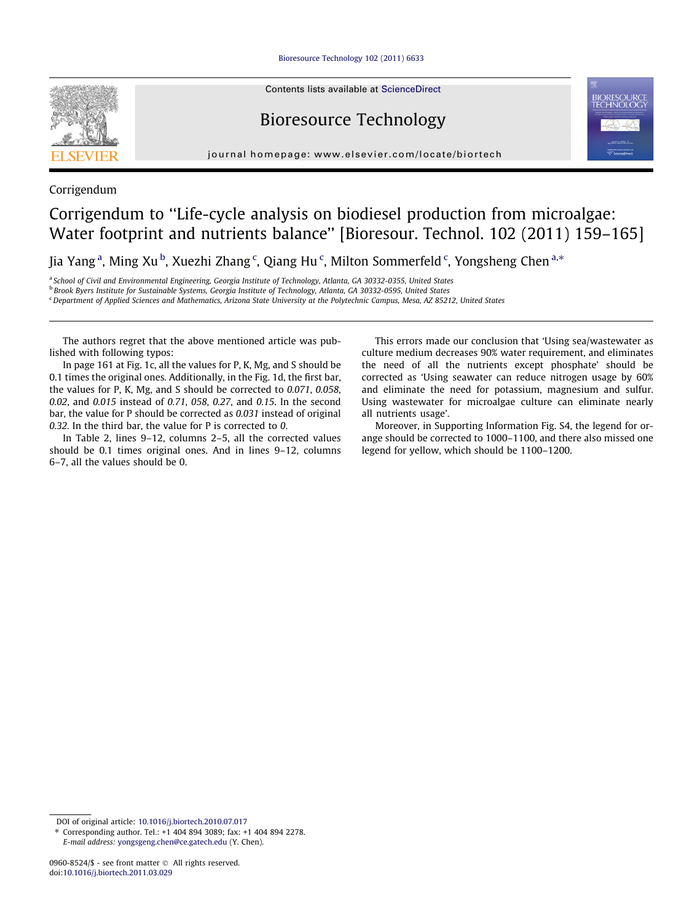Corrigendum

# Corrigendum to "Life-cycle analysis on biodiesel production from microalgae: Water footprint and nutrients balance" [Bioresour. Technol. 102 (2011) 159–165]

Jia Yang [a], Ming Xu [b], Xuezhi Zhang [c], Qiang Hu [c], Milton Sommerfeld [c], Yongsheng Chen [a,*]

[a] School of Civil and Environmental Engineering, Georgia Institute of Technology, Atlanta, GA 30332-0355, United States
[b] Brook Byers Institute for Sustainable Systems, Georgia Institute of Technology, Atlanta, GA 30332-0595, United States
[c] Department of Applied Sciences and Mathematics, Arizona State University at the Polytechnic Campus, Mesa, AZ 85212, United States

The authors regret that the above mentioned article was published with following typos:

In page 161 at Fig. 1c, all the values for P, K, Mg, and S should be 0.1 times the original ones. Additionally, in the Fig. 1d, the first bar, the values for P, K, Mg, and S should be corrected to *0.071*, *0.058*, *0.02*, and *0.015* instead of *0.71*, *058*, *0.27*, and *0.15*. In the second bar, the value for P should be corrected as *0.031* instead of original *0.32*. In the third bar, the value for P is corrected to *0*.

In Table 2, lines 9–12, columns 2–5, all the corrected values should be 0.1 times original ones. And in lines 9–12, columns 6–7, all the values should be 0.

This errors made our conclusion that 'Using sea/wastewater as culture medium decreases 90% water requirement, and eliminates the need of all the nutrients except phosphate' should be corrected as 'Using seawater can reduce nitrogen usage by 60% and eliminate the need for potassium, magnesium and sulfur. Using wastewater for microalgae culture can eliminate nearly all nutrients usage'.

Moreover, in Supporting Information Fig. S4, the legend for orange should be corrected to 1000–1100, and there also missed one legend for yellow, which should be 1100–1200.

DOI of original article: 10.1016/j.biortech.2010.07.017

* Corresponding author. Tel.: +1 404 894 3089; fax: +1 404 894 2278.
*E-mail address:* yongsgeng.chen@ce.gatech.edu (Y. Chen).

0960-8524/$ - see front matter © All rights reserved.
doi:10.1016/j.biortech.2011.03.029